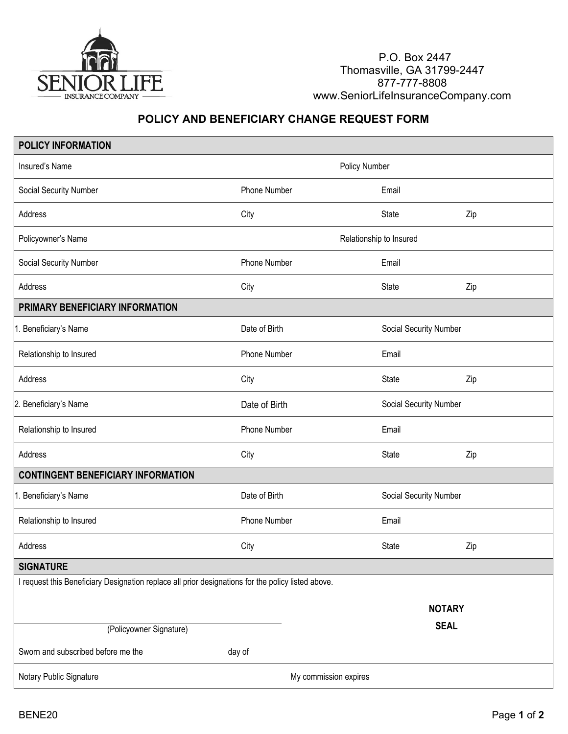SENIOR LIFE INSURANCE COMPANY

P.O. Box 2447
Thomasville, GA 31799-2447
877-777-8808
www.SeniorLifeInsuranceCompany.com

# POLICY AND BENEFICIARY CHANGE REQUEST FORM

| POLICY INFORMATION | | | |
|---|---|---|---|
| Insured's Name | | Policy Number | |
| Social Security Number | Phone Number | Email | |
| Address | City | State | Zip |
| Policyowner's Name | | Relationship to Insured | |
| Social Security Number | Phone Number | Email | |
| Address | City | State | Zip |
| **PRIMARY BENEFICIARY INFORMATION** | | | |
| 1. Beneficiary's Name | Date of Birth | Social Security Number | |
| Relationship to Insured | Phone Number | Email | |
| Address | City | State | Zip |
| 2. Beneficiary's Name | Date of Birth | Social Security Number | |
| Relationship to Insured | Phone Number | Email | |
| Address | City | State | Zip |
| **CONTINGENT BENEFICIARY INFORMATION** | | | |
| 1. Beneficiary's Name | Date of Birth | Social Security Number | |
| Relationship to Insured | Phone Number | Email | |
| Address | City | State | Zip |

**SIGNATURE**

I request this Beneficiary Designation replace all prior designations for the policy listed above.

______________________________
(Policyowner Signature)

**NOTARY SEAL**

Sworn and subscribed before me the ________ day of ________

Notary Public Signature ________ My commission expires ________

BENE20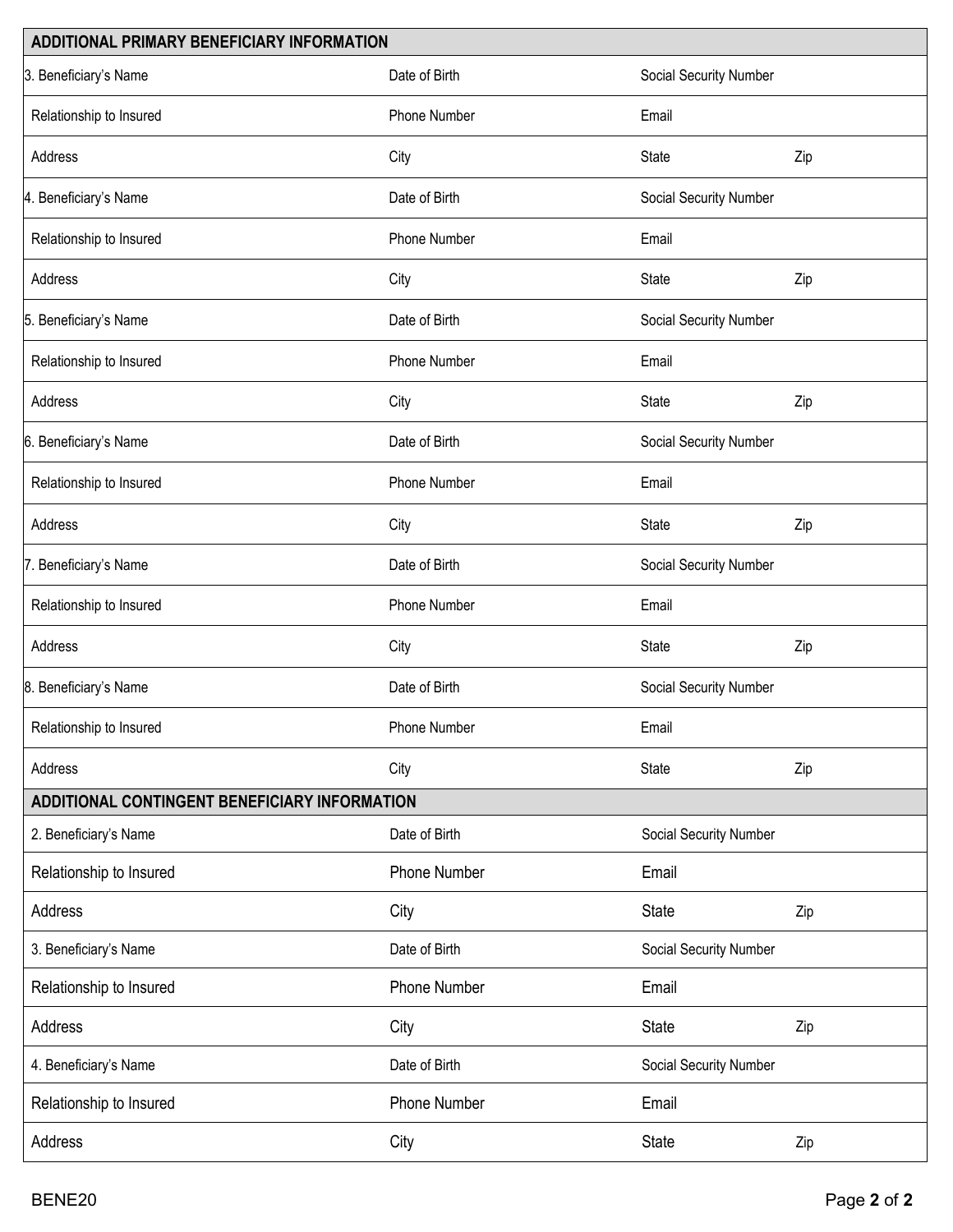## ADDITIONAL PRIMARY BENEFICIARY INFORMATION

| | | | |
|---|---|---|---|
| 3. Beneficiary's Name | Date of Birth | Social Security Number | |
| Relationship to Insured | Phone Number | Email | |
| Address | City | State | Zip |
| 4. Beneficiary's Name | Date of Birth | Social Security Number | |
| Relationship to Insured | Phone Number | Email | |
| Address | City | State | Zip |
| 5. Beneficiary's Name | Date of Birth | Social Security Number | |
| Relationship to Insured | Phone Number | Email | |
| Address | City | State | Zip |
| 6. Beneficiary's Name | Date of Birth | Social Security Number | |
| Relationship to Insured | Phone Number | Email | |
| Address | City | State | Zip |
| 7. Beneficiary's Name | Date of Birth | Social Security Number | |
| Relationship to Insured | Phone Number | Email | |
| Address | City | State | Zip |
| 8. Beneficiary's Name | Date of Birth | Social Security Number | |
| Relationship to Insured | Phone Number | Email | |
| Address | City | State | Zip |

## ADDITIONAL CONTINGENT BENEFICIARY INFORMATION

| | | | |
|---|---|---|---|
| 2. Beneficiary's Name | Date of Birth | Social Security Number | |
| Relationship to Insured | Phone Number | Email | |
| Address | City | State | Zip |
| 3. Beneficiary's Name | Date of Birth | Social Security Number | |
| Relationship to Insured | Phone Number | Email | |
| Address | City | State | Zip |
| 4. Beneficiary's Name | Date of Birth | Social Security Number | |
| Relationship to Insured | Phone Number | Email | |
| Address | City | State | Zip |

BENE20